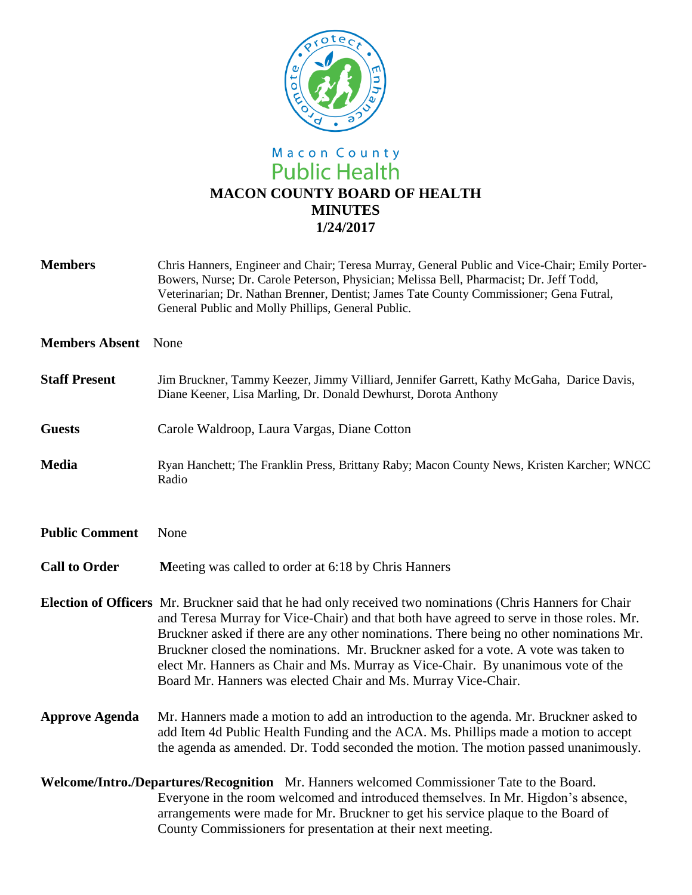Macon County
Public Health

# MACON COUNTY BOARD OF HEALTH
# MINUTES
# 1/24/2017

**Members** Chris Hanners, Engineer and Chair; Teresa Murray, General Public and Vice-Chair; Emily Porter-Bowers, Nurse; Dr. Carole Peterson, Physician; Melissa Bell, Pharmacist; Dr. Jeff Todd, Veterinarian; Dr. Nathan Brenner, Dentist; James Tate County Commissioner; Gena Futral, General Public and Molly Phillips, General Public.

**Members Absent** None

**Staff Present** Jim Bruckner, Tammy Keezer, Jimmy Villiard, Jennifer Garrett, Kathy McGaha, Darice Davis, Diane Keener, Lisa Marling, Dr. Donald Dewhurst, Dorota Anthony

**Guests** Carole Waldroop, Laura Vargas, Diane Cotton

**Media** Ryan Hanchett; The Franklin Press, Brittany Raby; Macon County News, Kristen Karcher; WNCC Radio

**Public Comment** None

**Call to Order** **M**eeting was called to order at 6:18 by Chris Hanners

**Election of Officers** Mr. Bruckner said that he had only received two nominations (Chris Hanners for Chair and Teresa Murray for Vice-Chair) and that both have agreed to serve in those roles. Mr. Bruckner asked if there are any other nominations. There being no other nominations Mr. Bruckner closed the nominations. Mr. Bruckner asked for a vote. A vote was taken to elect Mr. Hanners as Chair and Ms. Murray as Vice-Chair. By unanimous vote of the Board Mr. Hanners was elected Chair and Ms. Murray Vice-Chair.

**Approve Agenda** Mr. Hanners made a motion to add an introduction to the agenda. Mr. Bruckner asked to add Item 4d Public Health Funding and the ACA. Ms. Phillips made a motion to accept the agenda as amended. Dr. Todd seconded the motion. The motion passed unanimously.

**Welcome/Intro./Departures/Recognition** Mr. Hanners welcomed Commissioner Tate to the Board. Everyone in the room welcomed and introduced themselves. In Mr. Higdon's absence, arrangements were made for Mr. Bruckner to get his service plaque to the Board of County Commissioners for presentation at their next meeting.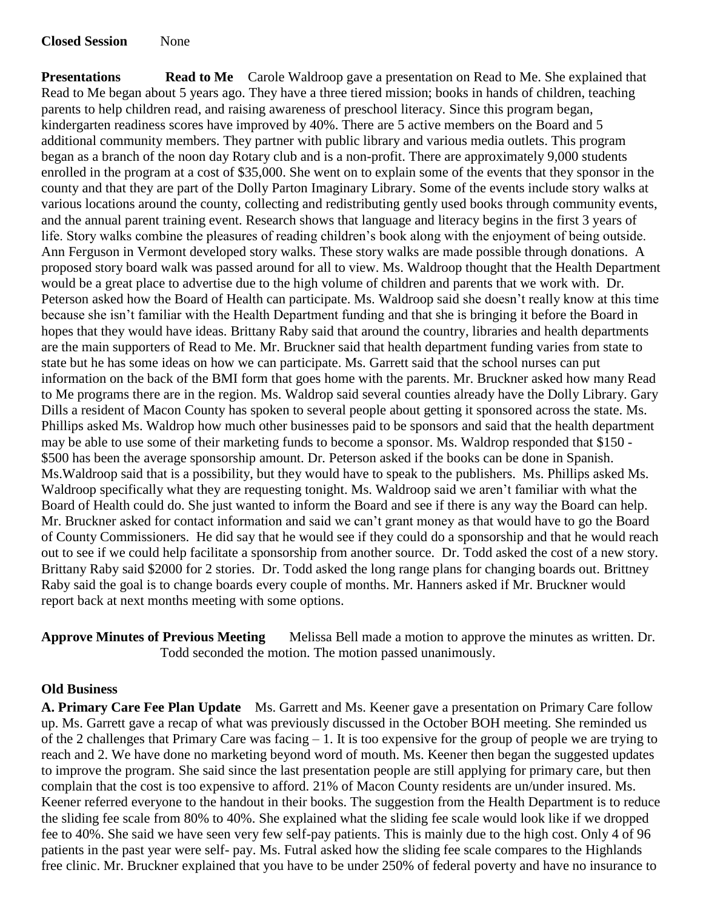**Closed Session** None

**Presentations** **Read to Me** Carole Waldroop gave a presentation on Read to Me. She explained that Read to Me began about 5 years ago. They have a three tiered mission; books in hands of children, teaching parents to help children read, and raising awareness of preschool literacy. Since this program began, kindergarten readiness scores have improved by 40%. There are 5 active members on the Board and 5 additional community members. They partner with public library and various media outlets. This program began as a branch of the noon day Rotary club and is a non-profit. There are approximately 9,000 students enrolled in the program at a cost of $35,000. She went on to explain some of the events that they sponsor in the county and that they are part of the Dolly Parton Imaginary Library. Some of the events include story walks at various locations around the county, collecting and redistributing gently used books through community events, and the annual parent training event. Research shows that language and literacy begins in the first 3 years of life. Story walks combine the pleasures of reading children's book along with the enjoyment of being outside. Ann Ferguson in Vermont developed story walks. These story walks are made possible through donations. A proposed story board walk was passed around for all to view. Ms. Waldroop thought that the Health Department would be a great place to advertise due to the high volume of children and parents that we work with. Dr. Peterson asked how the Board of Health can participate. Ms. Waldroop said she doesn't really know at this time because she isn't familiar with the Health Department funding and that she is bringing it before the Board in hopes that they would have ideas. Brittany Raby said that around the country, libraries and health departments are the main supporters of Read to Me. Mr. Bruckner said that health department funding varies from state to state but he has some ideas on how we can participate. Ms. Garrett said that the school nurses can put information on the back of the BMI form that goes home with the parents. Mr. Bruckner asked how many Read to Me programs there are in the region. Ms. Waldrop said several counties already have the Dolly Library. Gary Dills a resident of Macon County has spoken to several people about getting it sponsored across the state. Ms. Phillips asked Ms. Waldrop how much other businesses paid to be sponsors and said that the health department may be able to use some of their marketing funds to become a sponsor. Ms. Waldrop responded that $150 - $500 has been the average sponsorship amount. Dr. Peterson asked if the books can be done in Spanish. Ms.Waldroop said that is a possibility, but they would have to speak to the publishers. Ms. Phillips asked Ms. Waldroop specifically what they are requesting tonight. Ms. Waldroop said we aren't familiar with what the Board of Health could do. She just wanted to inform the Board and see if there is any way the Board can help. Mr. Bruckner asked for contact information and said we can't grant money as that would have to go the Board of County Commissioners. He did say that he would see if they could do a sponsorship and that he would reach out to see if we could help facilitate a sponsorship from another source. Dr. Todd asked the cost of a new story. Brittany Raby said $2000 for 2 stories. Dr. Todd asked the long range plans for changing boards out. Brittney Raby said the goal is to change boards every couple of months. Mr. Hanners asked if Mr. Bruckner would report back at next months meeting with some options.

**Approve Minutes of Previous Meeting** Melissa Bell made a motion to approve the minutes as written. Dr. Todd seconded the motion. The motion passed unanimously.

**Old Business**

**A. Primary Care Fee Plan Update** Ms. Garrett and Ms. Keener gave a presentation on Primary Care follow up. Ms. Garrett gave a recap of what was previously discussed in the October BOH meeting. She reminded us of the 2 challenges that Primary Care was facing – 1. It is too expensive for the group of people we are trying to reach and 2. We have done no marketing beyond word of mouth. Ms. Keener then began the suggested updates to improve the program. She said since the last presentation people are still applying for primary care, but then complain that the cost is too expensive to afford. 21% of Macon County residents are un/under insured. Ms. Keener referred everyone to the handout in their books. The suggestion from the Health Department is to reduce the sliding fee scale from 80% to 40%. She explained what the sliding fee scale would look like if we dropped fee to 40%. She said we have seen very few self-pay patients. This is mainly due to the high cost. Only 4 of 96 patients in the past year were self- pay. Ms. Futral asked how the sliding fee scale compares to the Highlands free clinic. Mr. Bruckner explained that you have to be under 250% of federal poverty and have no insurance to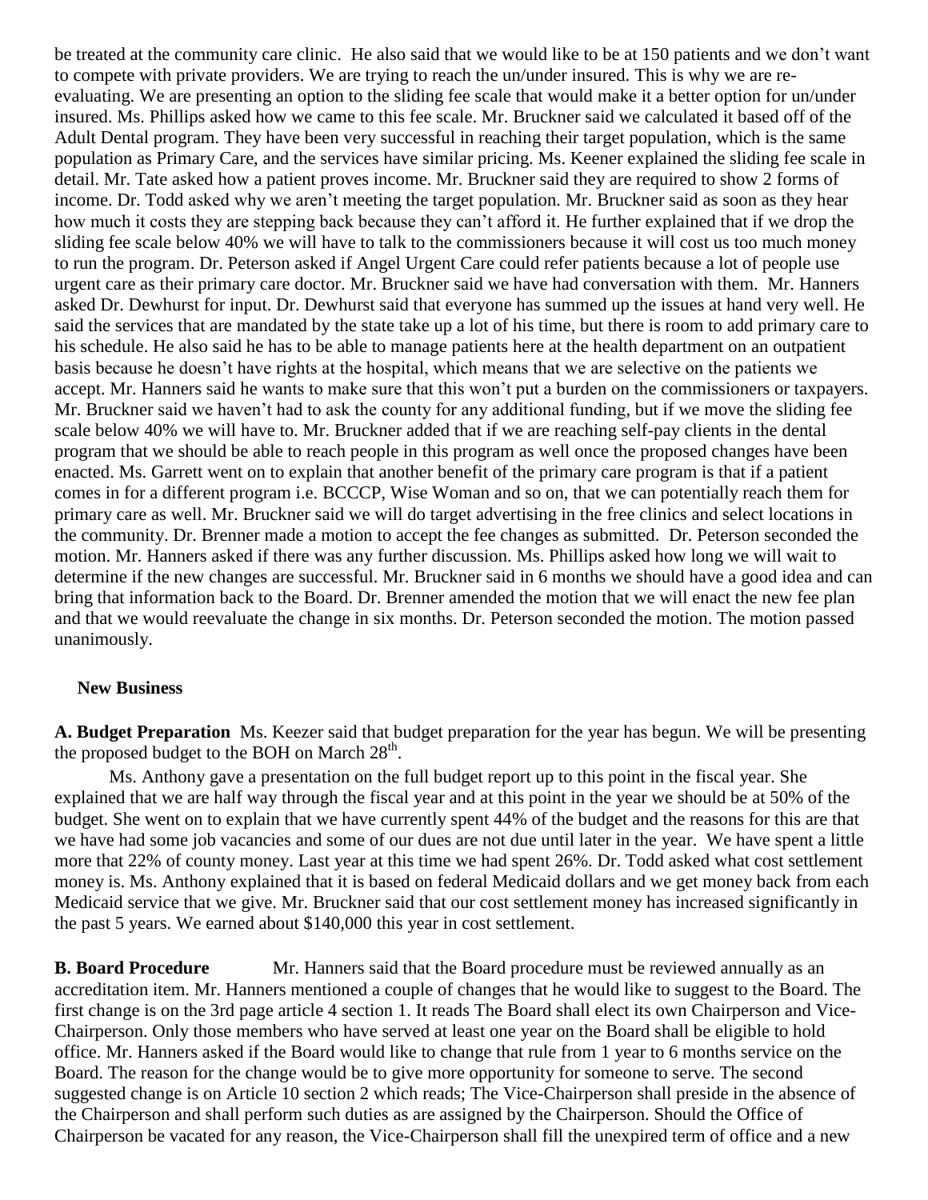be treated at the community care clinic. He also said that we would like to be at 150 patients and we don't want to compete with private providers. We are trying to reach the un/under insured. This is why we are re-evaluating. We are presenting an option to the sliding fee scale that would make it a better option for un/under insured. Ms. Phillips asked how we came to this fee scale. Mr. Bruckner said we calculated it based off of the Adult Dental program. They have been very successful in reaching their target population, which is the same population as Primary Care, and the services have similar pricing. Ms. Keener explained the sliding fee scale in detail. Mr. Tate asked how a patient proves income. Mr. Bruckner said they are required to show 2 forms of income. Dr. Todd asked why we aren't meeting the target population. Mr. Bruckner said as soon as they hear how much it costs they are stepping back because they can't afford it. He further explained that if we drop the sliding fee scale below 40% we will have to talk to the commissioners because it will cost us too much money to run the program. Dr. Peterson asked if Angel Urgent Care could refer patients because a lot of people use urgent care as their primary care doctor. Mr. Bruckner said we have had conversation with them. Mr. Hanners asked Dr. Dewhurst for input. Dr. Dewhurst said that everyone has summed up the issues at hand very well. He said the services that are mandated by the state take up a lot of his time, but there is room to add primary care to his schedule. He also said he has to be able to manage patients here at the health department on an outpatient basis because he doesn't have rights at the hospital, which means that we are selective on the patients we accept. Mr. Hanners said he wants to make sure that this won't put a burden on the commissioners or taxpayers. Mr. Bruckner said we haven't had to ask the county for any additional funding, but if we move the sliding fee scale below 40% we will have to. Mr. Bruckner added that if we are reaching self-pay clients in the dental program that we should be able to reach people in this program as well once the proposed changes have been enacted. Ms. Garrett went on to explain that another benefit of the primary care program is that if a patient comes in for a different program i.e. BCCCP, Wise Woman and so on, that we can potentially reach them for primary care as well. Mr. Bruckner said we will do target advertising in the free clinics and select locations in the community. Dr. Brenner made a motion to accept the fee changes as submitted. Dr. Peterson seconded the motion. Mr. Hanners asked if there was any further discussion. Ms. Phillips asked how long we will wait to determine if the new changes are successful. Mr. Bruckner said in 6 months we should have a good idea and can bring that information back to the Board. Dr. Brenner amended the motion that we will enact the new fee plan and that we would reevaluate the change in six months. Dr. Peterson seconded the motion. The motion passed unanimously.

**New Business**

**A. Budget Preparation** Ms. Keezer said that budget preparation for the year has begun. We will be presenting the proposed budget to the BOH on March 28th.

Ms. Anthony gave a presentation on the full budget report up to this point in the fiscal year. She explained that we are half way through the fiscal year and at this point in the year we should be at 50% of the budget. She went on to explain that we have currently spent 44% of the budget and the reasons for this are that we have had some job vacancies and some of our dues are not due until later in the year. We have spent a little more that 22% of county money. Last year at this time we had spent 26%. Dr. Todd asked what cost settlement money is. Ms. Anthony explained that it is based on federal Medicaid dollars and we get money back from each Medicaid service that we give. Mr. Bruckner said that our cost settlement money has increased significantly in the past 5 years. We earned about $140,000 this year in cost settlement.

**B. Board Procedure** Mr. Hanners said that the Board procedure must be reviewed annually as an accreditation item. Mr. Hanners mentioned a couple of changes that he would like to suggest to the Board. The first change is on the 3rd page article 4 section 1. It reads The Board shall elect its own Chairperson and Vice-Chairperson. Only those members who have served at least one year on the Board shall be eligible to hold office. Mr. Hanners asked if the Board would like to change that rule from 1 year to 6 months service on the Board. The reason for the change would be to give more opportunity for someone to serve. The second suggested change is on Article 10 section 2 which reads; The Vice-Chairperson shall preside in the absence of the Chairperson and shall perform such duties as are assigned by the Chairperson. Should the Office of Chairperson be vacated for any reason, the Vice-Chairperson shall fill the unexpired term of office and a new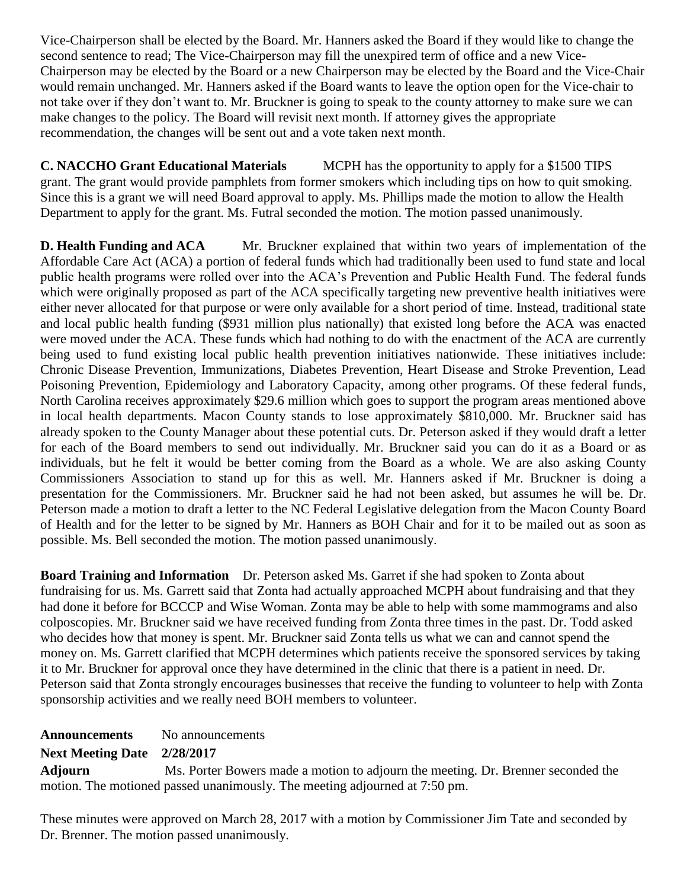Vice-Chairperson shall be elected by the Board. Mr. Hanners asked the Board if they would like to change the second sentence to read; The Vice-Chairperson may fill the unexpired term of office and a new Vice-Chairperson may be elected by the Board or a new Chairperson may be elected by the Board and the Vice-Chair would remain unchanged. Mr. Hanners asked if the Board wants to leave the option open for the Vice-chair to not take over if they don't want to. Mr. Bruckner is going to speak to the county attorney to make sure we can make changes to the policy. The Board will revisit next month. If attorney gives the appropriate recommendation, the changes will be sent out and a vote taken next month.

**C. NACCHO Grant Educational Materials** MCPH has the opportunity to apply for a $1500 TIPS grant. The grant would provide pamphlets from former smokers which including tips on how to quit smoking. Since this is a grant we will need Board approval to apply. Ms. Phillips made the motion to allow the Health Department to apply for the grant. Ms. Futral seconded the motion. The motion passed unanimously.

**D. Health Funding and ACA** Mr. Bruckner explained that within two years of implementation of the Affordable Care Act (ACA) a portion of federal funds which had traditionally been used to fund state and local public health programs were rolled over into the ACA's Prevention and Public Health Fund. The federal funds which were originally proposed as part of the ACA specifically targeting new preventive health initiatives were either never allocated for that purpose or were only available for a short period of time. Instead, traditional state and local public health funding ($931 million plus nationally) that existed long before the ACA was enacted were moved under the ACA. These funds which had nothing to do with the enactment of the ACA are currently being used to fund existing local public health prevention initiatives nationwide. These initiatives include: Chronic Disease Prevention, Immunizations, Diabetes Prevention, Heart Disease and Stroke Prevention, Lead Poisoning Prevention, Epidemiology and Laboratory Capacity, among other programs. Of these federal funds, North Carolina receives approximately $29.6 million which goes to support the program areas mentioned above in local health departments. Macon County stands to lose approximately $810,000. Mr. Bruckner said has already spoken to the County Manager about these potential cuts. Dr. Peterson asked if they would draft a letter for each of the Board members to send out individually. Mr. Bruckner said you can do it as a Board or as individuals, but he felt it would be better coming from the Board as a whole. We are also asking County Commissioners Association to stand up for this as well. Mr. Hanners asked if Mr. Bruckner is doing a presentation for the Commissioners. Mr. Bruckner said he had not been asked, but assumes he will be. Dr. Peterson made a motion to draft a letter to the NC Federal Legislative delegation from the Macon County Board of Health and for the letter to be signed by Mr. Hanners as BOH Chair and for it to be mailed out as soon as possible. Ms. Bell seconded the motion. The motion passed unanimously.

**Board Training and Information** Dr. Peterson asked Ms. Garret if she had spoken to Zonta about fundraising for us. Ms. Garrett said that Zonta had actually approached MCPH about fundraising and that they had done it before for BCCCP and Wise Woman. Zonta may be able to help with some mammograms and also colposcopies. Mr. Bruckner said we have received funding from Zonta three times in the past. Dr. Todd asked who decides how that money is spent. Mr. Bruckner said Zonta tells us what we can and cannot spend the money on. Ms. Garrett clarified that MCPH determines which patients receive the sponsored services by taking it to Mr. Bruckner for approval once they have determined in the clinic that there is a patient in need. Dr. Peterson said that Zonta strongly encourages businesses that receive the funding to volunteer to help with Zonta sponsorship activities and we really need BOH members to volunteer.

**Announcements** No announcements

**Next Meeting Date 2/28/2017**

**Adjourn** Ms. Porter Bowers made a motion to adjourn the meeting. Dr. Brenner seconded the motion. The motioned passed unanimously. The meeting adjourned at 7:50 pm.

These minutes were approved on March 28, 2017 with a motion by Commissioner Jim Tate and seconded by Dr. Brenner. The motion passed unanimously.